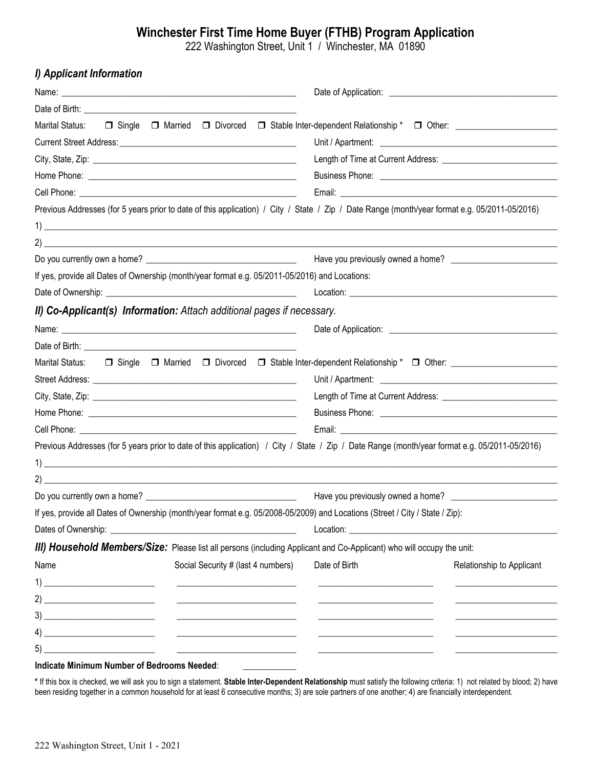# Winchester First Time Home Buyer (FTHB) Program Application

222 Washington Street, Unit 1 / Winchester, MA 01890

## *I) Applicant Information*

Name: ____________________ Date of Application: ____________________

Date of Birth: ____________________

Marital Status: ☐ Single ☐ Married ☐ Divorced ☐ Stable Inter-dependent Relationship * ☐ Other: ____________

Current Street Address: ____________________ Unit / Apartment: ____________________

City, State, Zip: ____________________ Length of Time at Current Address: ____________________

Home Phone: ____________________ Business Phone: ____________________

Cell Phone: ____________________ Email: ____________________

Previous Addresses (for 5 years prior to date of this application) / City / State / Zip / Date Range (month/year format e.g. 05/2011-05/2016)

1) ________________________________________

2) ________________________________________

Do you currently own a home? ____________________ Have you previously owned a home? ____________________

If yes, provide all Dates of Ownership (month/year format e.g. 05/2011-05/2016) and Locations:

Date of Ownership: ____________________ Location: ____________________

## *II) Co-Applicant(s) Information: Attach additional pages if necessary.*

Name: ____________________ Date of Application: ____________________

Date of Birth: ____________________

Marital Status: ☐ Single ☐ Married ☐ Divorced ☐ Stable Inter-dependent Relationship * ☐ Other: ____________

Street Address: ____________________ Unit / Apartment: ____________________

City, State, Zip: ____________________ Length of Time at Current Address: ____________________

Home Phone: ____________________ Business Phone: ____________________

Cell Phone: ____________________ Email: ____________________

Previous Addresses (for 5 years prior to date of this application) / City / State / Zip / Date Range (month/year format e.g. 05/2011-05/2016)

1) ________________________________________

2) ________________________________________

Do you currently own a home? ____________________ Have you previously owned a home? ____________________

If yes, provide all Dates of Ownership (month/year format e.g. 05/2008-05/2009) and Locations (Street / City / State / Zip):

Dates of Ownership: ____________________ Location: ____________________

## *III) Household Members/Size:* Please list all persons (including Applicant and Co-Applicant) who will occupy the unit:

| Name | Social Security # (last 4 numbers) | Date of Birth | Relationship to Applicant |
|---|---|---|---|
| 1) | | | |
| 2) | | | |
| 3) | | | |
| 4) | | | |
| 5) | | | |

**Indicate Minimum Number of Bedrooms Needed**: ____________

**\*** If this box is checked, we will ask you to sign a statement. **Stable Inter-Dependent Relationship** must satisfy the following criteria: 1) not related by blood; 2) have been residing together in a common household for at least 6 consecutive months; 3) are sole partners of one another; 4) are financially interdependent.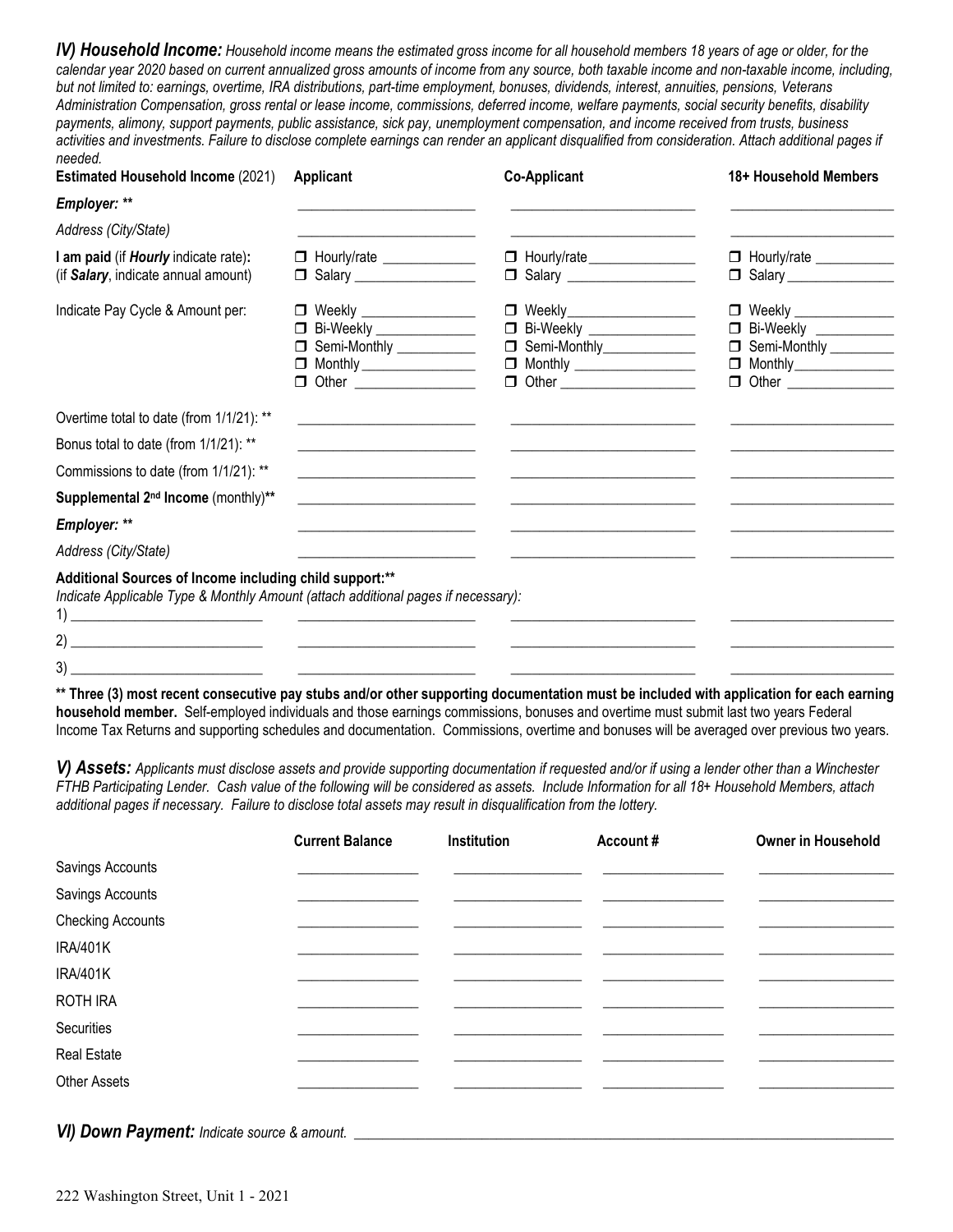***IV) Household Income:*** *Household income means the estimated gross income for all household members 18 years of age or older, for the calendar year 2020 based on current annualized gross amounts of income from any source, both taxable income and non-taxable income, including, but not limited to: earnings, overtime, IRA distributions, part-time employment, bonuses, dividends, interest, annuities, pensions, Veterans Administration Compensation, gross rental or lease income, commissions, deferred income, welfare payments, social security benefits, disability payments, alimony, support payments, public assistance, sick pay, unemployment compensation, and income received from trusts, business activities and investments. Failure to disclose complete earnings can render an applicant disqualified from consideration. Attach additional pages if needed.*

| **Estimated Household Income** (2021) | **Applicant** | **Co-Applicant** | **18+ Household Members** |
|---|---|---|---|
| ***Employer:*** ** | ___ | ___ | ___ |
| *Address (City/State)* | ___ | ___ | ___ |
| **I am paid** (if ***Hourly*** indicate rate)**:** (if ***Salary***, indicate annual amount) | ☐ Hourly/rate ___ ☐ Salary ___ | ☐ Hourly/rate ___ ☐ Salary ___ | ☐ Hourly/rate ___ ☐ Salary ___ |
| Indicate Pay Cycle & Amount per: | ☐ Weekly ___ ☐ Bi-Weekly ___ ☐ Semi-Monthly ___ ☐ Monthly ___ ☐ Other ___ | ☐ Weekly ___ ☐ Bi-Weekly ___ ☐ Semi-Monthly ___ ☐ Monthly ___ ☐ Other ___ | ☐ Weekly ___ ☐ Bi-Weekly ___ ☐ Semi-Monthly ___ ☐ Monthly ___ ☐ Other ___ |
| Overtime total to date (from 1/1/21): ** | ___ | ___ | ___ |
| Bonus total to date (from 1/1/21): ** | ___ | ___ | ___ |
| Commissions to date (from 1/1/21): ** | ___ | ___ | ___ |
| **Supplemental 2nd Income** (monthly)** | ___ | ___ | ___ |
| ***Employer:*** ** | ___ | ___ | ___ |
| *Address (City/State)* | ___ | ___ | ___ |

**Additional Sources of Income including child support:****
*Indicate Applicable Type & Monthly Amount (attach additional pages if necessary):*

| | | | |
|---|---|---|---|
| 1) ___ | ___ | ___ | ___ |
| 2) ___ | ___ | ___ | ___ |
| 3) ___ | ___ | ___ | ___ |

**** Three (3) most recent consecutive pay stubs and/or other supporting documentation must be included with application for each earning household member.** Self-employed individuals and those earnings commissions, bonuses and overtime must submit last two years Federal Income Tax Returns and supporting schedules and documentation. Commissions, overtime and bonuses will be averaged over previous two years.

***V) Assets:*** *Applicants must disclose assets and provide supporting documentation if requested and/or if using a lender other than a Winchester FTHB Participating Lender. Cash value of the following will be considered as assets. Include Information for all 18+ Household Members, attach additional pages if necessary. Failure to disclose total assets may result in disqualification from the lottery.*

| | **Current Balance** | **Institution** | **Account #** | **Owner in Household** |
|---|---|---|---|---|
| Savings Accounts | ___ | ___ | ___ | ___ |
| Savings Accounts | ___ | ___ | ___ | ___ |
| Checking Accounts | ___ | ___ | ___ | ___ |
| IRA/401K | ___ | ___ | ___ | ___ |
| IRA/401K | ___ | ___ | ___ | ___ |
| ROTH IRA | ___ | ___ | ___ | ___ |
| Securities | ___ | ___ | ___ | ___ |
| Real Estate | ___ | ___ | ___ | ___ |
| Other Assets | ___ | ___ | ___ | ___ |

***VI) Down Payment:*** *Indicate source & amount.* ___

222 Washington Street, Unit 1 - 2021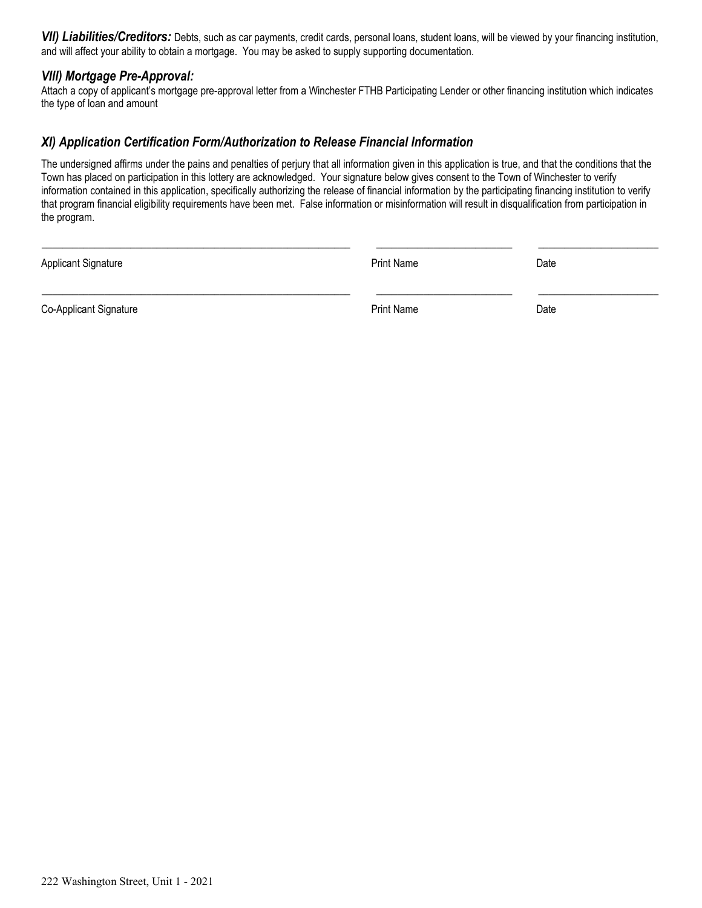***VII) Liabilities/Creditors:*** Debts, such as car payments, credit cards, personal loans, student loans, will be viewed by your financing institution, and will affect your ability to obtain a mortgage. You may be asked to supply supporting documentation.

### *VIII) Mortgage Pre-Approval:*

Attach a copy of applicant's mortgage pre-approval letter from a Winchester FTHB Participating Lender or other financing institution which indicates the type of loan and amount

### *XI) Application Certification Form/Authorization to Release Financial Information*

The undersigned affirms under the pains and penalties of perjury that all information given in this application is true, and that the conditions that the Town has placed on participation in this lottery are acknowledged. Your signature below gives consent to the Town of Winchester to verify information contained in this application, specifically authorizing the release of financial information by the participating financing institution to verify that program financial eligibility requirements have been met. False information or misinformation will result in disqualification from participation in the program.

| | | |
|---|---|---|
| ______________________________ | ______________________ | ______________________ |
| Applicant Signature | Print Name | Date |
| ______________________________ | ______________________ | ______________________ |
| Co-Applicant Signature | Print Name | Date |

222 Washington Street, Unit 1 - 2021